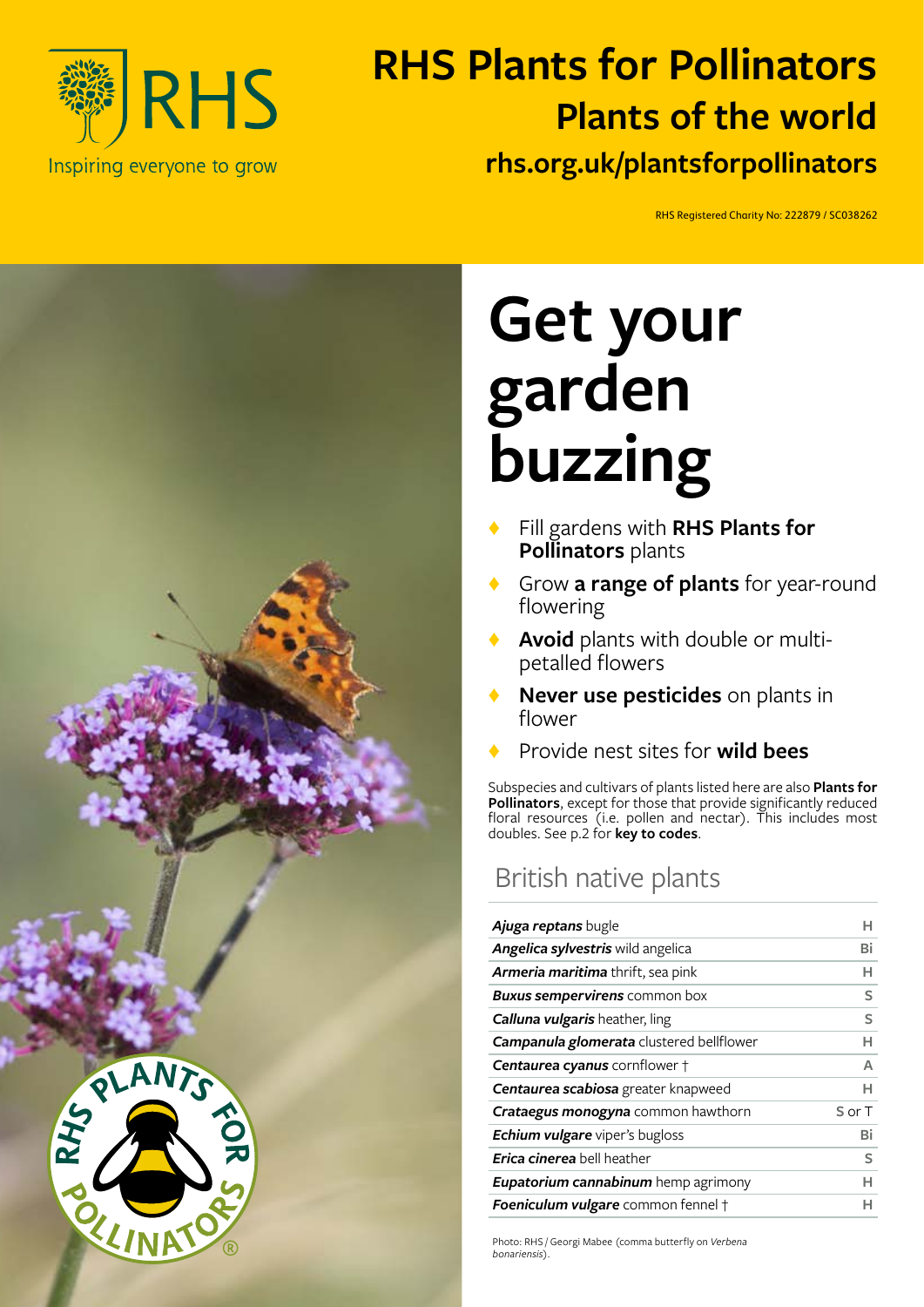# RHS Plants for Pollinators

## Plants of the world

**rhs.org.uk/plantsforpollinators**

Inspiring everyone to grow

RHS Registered Charity No: 222879 / SC038262

# Get your garden buzzing

- Fill gardens with **RHS Plants for Pollinators** plants
- Grow **a range of plants** for year-round flowering
- **Avoid** plants with double or multi-petalled flowers
- **Never use pesticides** on plants in flower
- Provide nest sites for **wild bees**

Subspecies and cultivars of plants listed here are also **Plants for Pollinators**, except for those that provide significantly reduced floral resources (i.e. pollen and nectar). This includes most doubles. See p.2 for **key to codes**.

## British native plants

| Plant | Code |
|---|---|
| ***Ajuga reptans*** bugle | H |
| ***Angelica sylvestris*** wild angelica | Bi |
| ***Armeria maritima*** thrift, sea pink | H |
| ***Buxus sempervirens*** common box | S |
| ***Calluna vulgaris*** heather, ling | S |
| ***Campanula glomerata*** clustered bellflower | H |
| ***Centaurea cyanus*** cornflower † | A |
| ***Centaurea scabiosa*** greater knapweed | H |
| ***Crataegus monogyna*** common hawthorn | S or T |
| ***Echium vulgare*** viper's bugloss | Bi |
| ***Erica cinerea*** bell heather | S |
| ***Eupatorium cannabinum*** hemp agrimony | H |
| ***Foeniculum vulgare*** common fennel † | H |

Photo: RHS / Georgi Mabee (comma butterfly on *Verbena bonariensis*).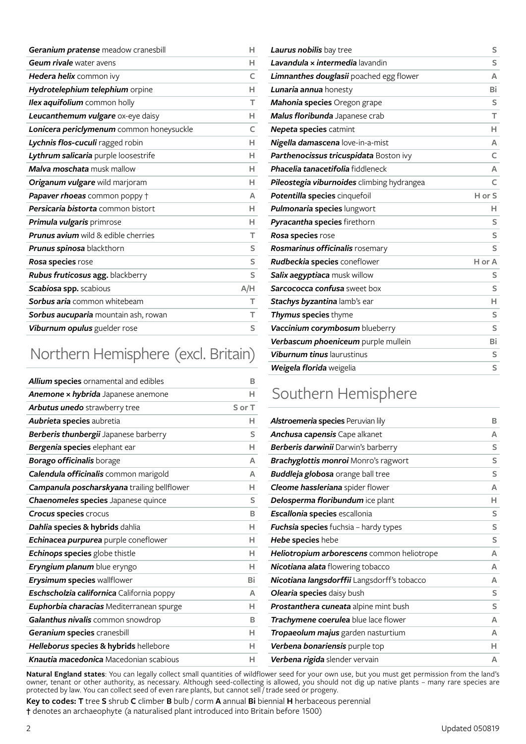| | |
|---|---|
| ***Geranium pratense*** meadow cranesbill | H |
| ***Geum rivale*** water avens | H |
| ***Hedera helix*** common ivy | C |
| ***Hydrotelephium telephium*** orpine | H |
| ***Ilex aquifolium*** common holly | T |
| ***Leucanthemum vulgare*** ox-eye daisy | H |
| ***Lonicera periclymenum*** common honeysuckle | C |
| ***Lychnis flos-cuculi*** ragged robin | H |
| ***Lythrum salicaria*** purple loosestrife | H |
| ***Malva moschata*** musk mallow | H |
| ***Origanum vulgare*** wild marjoram | H |
| ***Papaver rhoeas*** common poppy † | A |
| ***Persicaria bistorta*** common bistort | H |
| ***Primula vulgaris*** primrose | H |
| ***Prunus avium*** wild & edible cherries | T |
| ***Prunus spinosa*** blackthorn | S |
| ***Rosa* species** rose | S |
| ***Rubus fruticosus* agg.** blackberry | S |
| ***Scabiosa* spp.** scabious | A/H |
| ***Sorbus aria*** common whitebeam | T |
| ***Sorbus aucuparia*** mountain ash, rowan | T |
| ***Viburnum opulus*** guelder rose | S |

## Northern Hemisphere (excl. Britain)

| | |
|---|---|
| ***Allium* species** ornamental and edibles | B |
| ***Anemone × hybrida*** Japanese anemone | H |
| ***Arbutus unedo*** strawberry tree | S or T |
| ***Aubrieta* species** aubretia | H |
| ***Berberis thunbergii*** Japanese barberry | S |
| ***Bergenia* species** elephant ear | H |
| ***Borago officinalis*** borage | A |
| ***Calendula officinalis*** common marigold | A |
| ***Campanula poscharskyana*** trailing bellflower | H |
| ***Chaenomeles* species** Japanese quince | S |
| ***Crocus* species** crocus | B |
| ***Dahlia* species & hybrids** dahlia | H |
| ***Echinacea purpurea*** purple coneflower | H |
| ***Echinops* species** globe thistle | H |
| ***Eryngium planum*** blue eryngo | H |
| ***Erysimum* species** wallflower | Bi |
| ***Eschscholzia californica*** California poppy | A |
| ***Euphorbia characias*** Mediterranean spurge | H |
| ***Galanthus nivalis*** common snowdrop | B |
| ***Geranium* species** cranesbill | H |
| ***Helleborus* species & hybrids** hellebore | H |
| ***Knautia macedonica*** Macedonian scabious | H |
| ***Laurus nobilis*** bay tree | S |
| ***Lavandula × intermedia*** lavandin | S |
| ***Limnanthes douglasii*** poached egg flower | A |
| ***Lunaria annua*** honesty | Bi |
| ***Mahonia* species** Oregon grape | S |
| ***Malus floribunda*** Japanese crab | T |
| ***Nepeta* species** catmint | H |
| ***Nigella damascena*** love-in-a-mist | A |
| ***Parthenocissus tricuspidata*** Boston ivy | C |
| ***Phacelia tanacetifolia*** fiddleneck | A |
| ***Pileostegia viburnoides*** climbing hydrangea | C |
| ***Potentilla* species** cinquefoil | H or S |
| ***Pulmonaria* species** lungwort | H |
| ***Pyracantha* species** firethorn | S |
| ***Rosa* species** rose | S |
| ***Rosmarinus officinalis*** rosemary | S |
| ***Rudbeckia* species** coneflower | H or A |
| ***Salix aegyptiaca*** musk willow | S |
| ***Sarcococca confusa*** sweet box | S |
| ***Stachys byzantina*** lamb's ear | H |
| ***Thymus* species** thyme | S |
| ***Vaccinium corymbosum*** blueberry | S |
| ***Verbascum phoeniceum*** purple mullein | Bi |
| ***Viburnum tinus*** laurustinus | S |
| ***Weigela florida*** weigelia | S |

## Southern Hemisphere

| | |
|---|---|
| ***Alstroemeria* species** Peruvian lily | B |
| ***Anchusa capensis*** Cape alkanet | A |
| ***Berberis darwinii*** Darwin's barberry | S |
| ***Brachyglottis monroi*** Monro's ragwort | S |
| ***Buddleja globosa*** orange ball tree | S |
| ***Cleome hassleriana*** spider flower | A |
| ***Delosperma floribundum*** ice plant | H |
| ***Escallonia* species** escallonia | S |
| ***Fuchsia* species** fuchsia – hardy types | S |
| ***Hebe* species** hebe | S |
| ***Heliotropium arborescens*** common heliotrope | A |
| ***Nicotiana alata*** flowering tobacco | A |
| ***Nicotiana langsdorffii*** Langsdorff's tobacco | A |
| ***Olearia* species** daisy bush | S |
| ***Prostanthera cuneata*** alpine mint bush | S |
| ***Trachymene coerulea*** blue lace flower | A |
| ***Tropaeolum majus*** garden nasturtium | A |
| ***Verbena bonariensis*** purple top | H |
| ***Verbena rigida*** slender vervain | A |

**Natural England states**: You can legally collect small quantities of wildflower seed for your own use, but you must get permission from the land's owner, tenant or other authority, as necessary. Although seed-collecting is allowed, you should not dig up native plants – many rare species are protected by law. You can collect seed of even rare plants, but cannot sell / trade seed or progeny.

**Key to codes: T** tree **S** shrub **C** climber **B** bulb / corm **A** annual **Bi** biennial **H** herbaceous perennial

**†** denotes an archaeophyte (a naturalised plant introduced into Britain before 1500)

Updated 050819